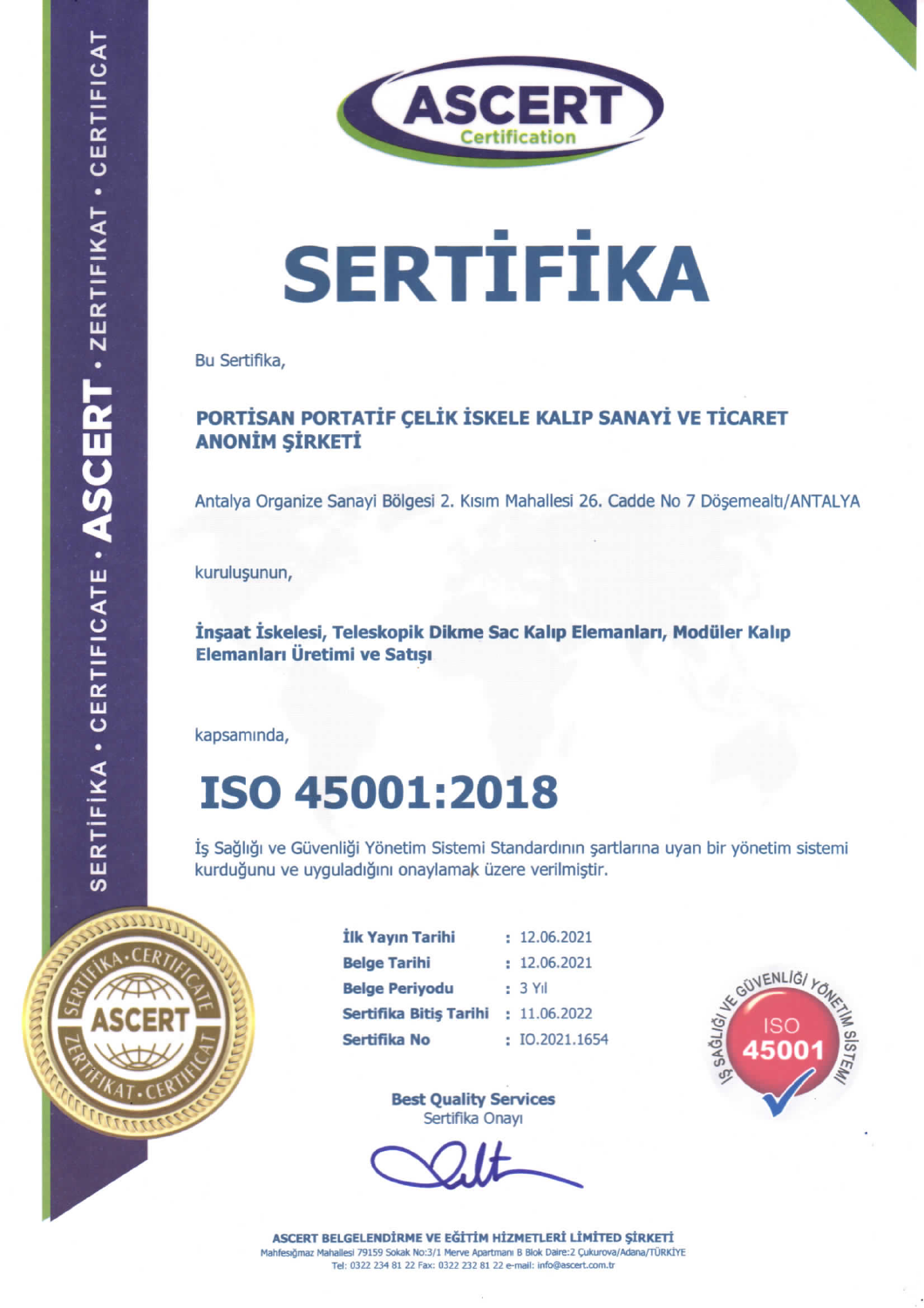ASCERT Certification

# SERTİFİKA

Bu Sertifika,

**PORTİSAN PORTATİF ÇELİK İSKELE KALIP SANAYİ VE TİCARET ANONİM ŞİRKETİ**

Antalya Organize Sanayi Bölgesi 2. Kısım Mahallesi 26. Cadde No 7 Döşemealtı/ANTALYA

kuruluşunun,

**İnşaat İskelesi, Teleskopik Dikme Sac Kalıp Elemanları, Modüler Kalıp Elemanları Üretimi ve Satışı**

kapsamında,

# ISO 45001:2018

İş Sağlığı ve Güvenliği Yönetim Sistemi Standardının şartlarına uyan bir yönetim sistemi kurduğunu ve uyguladığını onaylamak üzere verilmiştir.

| | |
|---|---|
| **İlk Yayın Tarihi** | : 12.06.2021 |
| **Belge Tarihi** | : 12.06.2021 |
| **Belge Periyodu** | : 3 Yıl |
| **Sertifika Bitiş Tarihi** | : 11.06.2022 |
| **Sertifika No** | : IO.2021.1654 |

İŞ SAĞLIĞI VE GÜVENLİĞİ YÖNETİM SİSTEMİ ISO 45001

**Best Quality Services**
Sertifika Onayı

**ASCERT BELGELENDİRME VE EĞİTİM HİZMETLERİ LİMİTED ŞİRKETİ**
Mahfesığmaz Mahallesi 79159 Sokak No:3/1 Merve Apartmanı B Blok Daire:2 Çukurova/Adana/TÜRKİYE
Tel: 0322 234 81 22 Fax: 0322 232 81 22 e-mail: info@ascert.com.tr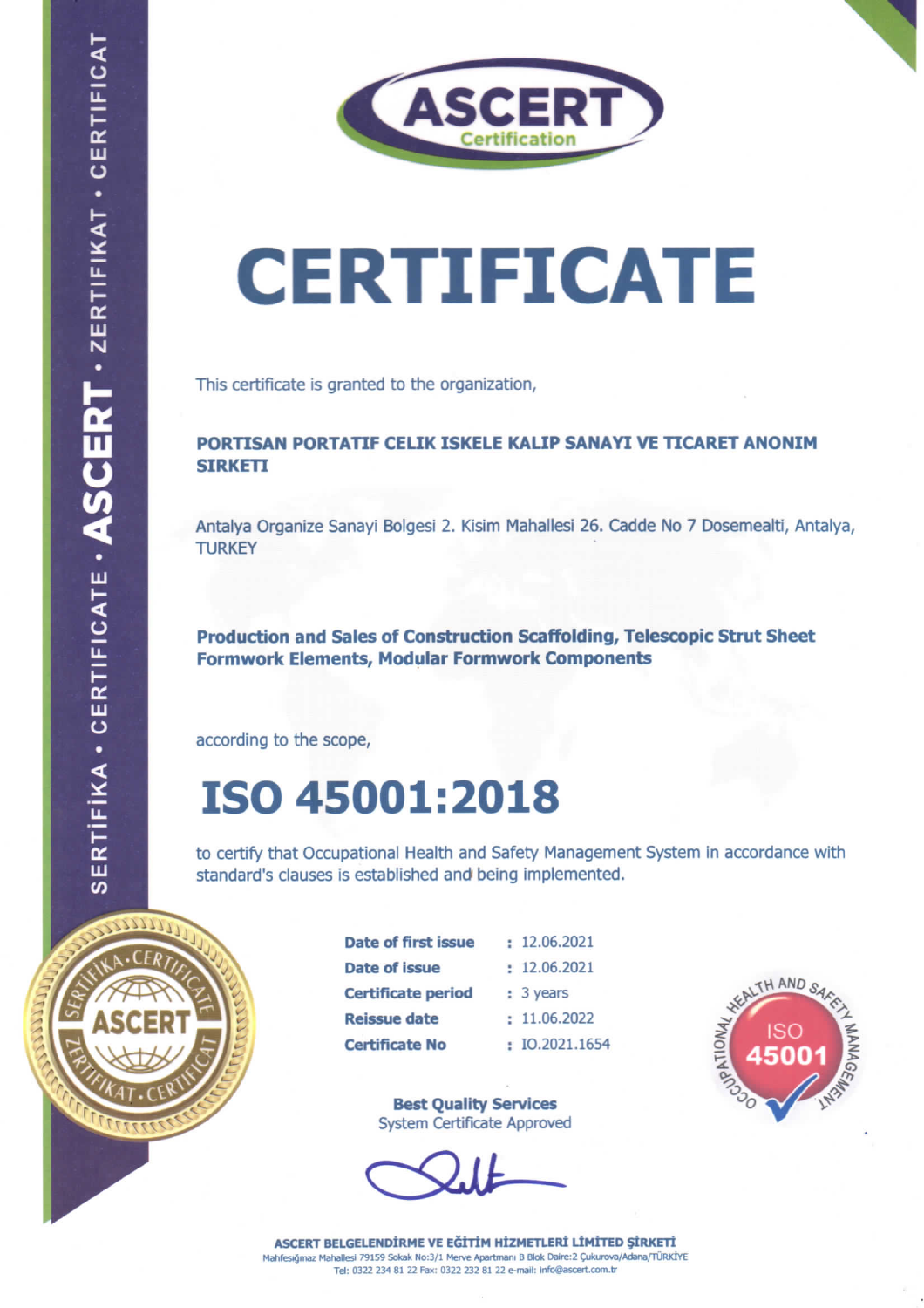ASCERT Certification

# CERTIFICATE

This certificate is granted to the organization,

**PORTISAN PORTATIF CELIK ISKELE KALIP SANAYI VE TICARET ANONIM SIRKETI**

Antalya Organize Sanayi Bolgesi 2. Kisim Mahallesi 26. Cadde No 7 Dosemealti, Antalya, TURKEY

**Production and Sales of Construction Scaffolding, Telescopic Strut Sheet Formwork Elements, Modular Formwork Components**

according to the scope,

# ISO 45001:2018

to certify that Occupational Health and Safety Management System in accordance with standard's clauses is established and being implemented.

| | |
|---|---|
| **Date of first issue** | : 12.06.2021 |
| **Date of issue** | : 12.06.2021 |
| **Certificate period** | : 3 years |
| **Reissue date** | : 11.06.2022 |
| **Certificate No** | : IO.2021.1654 |

**Best Quality Services**
System Certificate Approved

**ASCERT BELGELENDİRME VE EĞİTİM HİZMETLERİ LİMİTED ŞİRKETİ**
Mahfesığmaz Mahallesi 79159 Sokak No:3/1 Merve Apartmanı B Blok Daire:2 Çukurova/Adana/TÜRKİYE
Tel: 0322 234 81 22 Fax: 0322 232 81 22 e-mail: info@ascert.com.tr